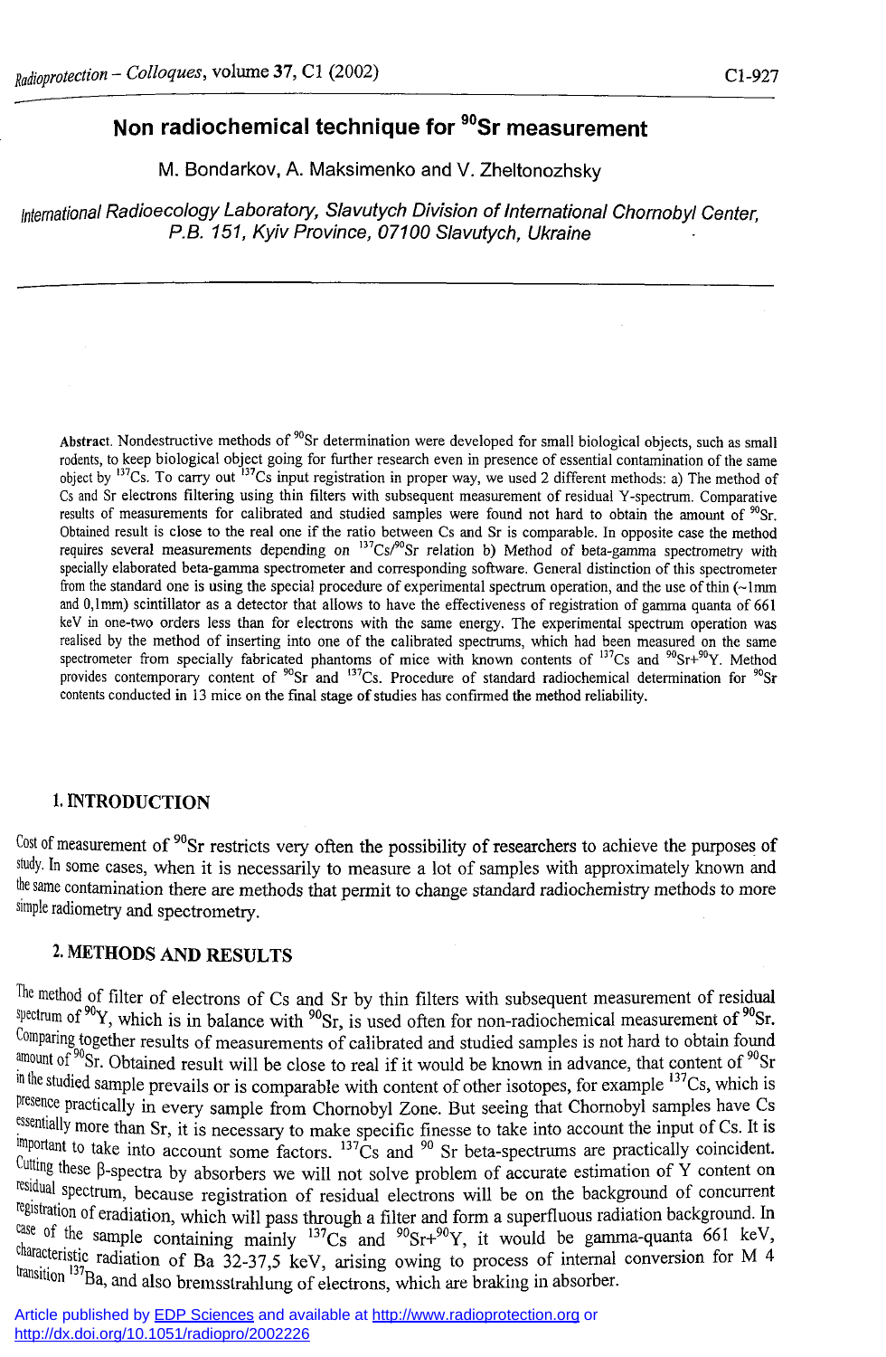# Non radiochemical technique for $^{90}$Sr measurement

M. Bondarkov, A. Maksimenko and V. Zheltonozhsky

*International Radioecology Laboratory, Slavutych Division of International Chornobyl Center, P.B. 151, Kyiv Province, 07100 Slavutych, Ukraine*

---

**Abstract.** Nondestructive methods of $^{90}$Sr determination were developed for small biological objects, such as small rodents, to keep biological object going for further research even in presence of essential contamination of the same object by $^{137}$Cs. To carry out $^{137}$Cs input registration in proper way, we used 2 different methods: a) The method of Cs and Sr electrons filtering using thin filters with subsequent measurement of residual Y-spectrum. Comparative results of measurements for calibrated and studied samples were found not hard to obtain the amount of $^{90}$Sr. Obtained result is close to the real one if the ratio between Cs and Sr is comparable. In opposite case the method requires several measurements depending on $^{137}$Cs/$^{90}$Sr relation b) Method of beta-gamma spectrometry with specially elaborated beta-gamma spectrometer and corresponding software. General distinction of this spectrometer from the standard one is using the special procedure of experimental spectrum operation, and the use of thin (~1mm and 0,1mm) scintillator as a detector that allows to have the effectiveness of registration of gamma quanta of 661 keV in one-two orders less than for electrons with the same energy. The experimental spectrum operation was realised by the method of inserting into one of the calibrated spectrums, which had been measured on the same spectrometer from specially fabricated phantoms of mice with known contents of $^{137}$Cs and $^{90}$Sr+$^{90}$Y. Method provides contemporary content of $^{90}$Sr and $^{137}$Cs. Procedure of standard radiochemical determination for $^{90}$Sr contents conducted in 13 mice on the final stage of studies has confirmed the method reliability.

## 1. INTRODUCTION

Cost of measurement of $^{90}$Sr restricts very often the possibility of researchers to achieve the purposes of study. In some cases, when it is necessarily to measure a lot of samples with approximately known and the same contamination there are methods that permit to change standard radiochemistry methods to more simple radiometry and spectrometry.

## 2. METHODS AND RESULTS

The method of filter of electrons of Cs and Sr by thin filters with subsequent measurement of residual spectrum of $^{90}$Y, which is in balance with $^{90}$Sr, is used often for non-radiochemical measurement of $^{90}$Sr. Comparing together results of measurements of calibrated and studied samples is not hard to obtain found amount of $^{90}$Sr. Obtained result will be close to real if it would be known in advance, that content of $^{90}$Sr in the studied sample prevails or is comparable with content of other isotopes, for example $^{137}$Cs, which is presence practically in every sample from Chornobyl Zone. But seeing that Chornobyl samples have Cs essentially more than Sr, it is necessary to make specific finesse to take into account the input of Cs. It is important to take into account some factors. $^{137}$Cs and $^{90}$ Sr beta-spectrums are practically coincident. Cutting these β-spectra by absorbers we will not solve problem of accurate estimation of Y content on residual spectrum, because registration of residual electrons will be on the background of concurrent registration of eradiation, which will pass through a filter and form a superfluous radiation background. In case of the sample containing mainly $^{137}$Cs and $^{90}$Sr+$^{90}$Y, it would be gamma-quanta 661 keV, characteristic radiation of Ba 32-37,5 keV, arising owing to process of internal conversion for M 4 transition $^{137}$Ba, and also bremsstrahlung of electrons, which are braking in absorber.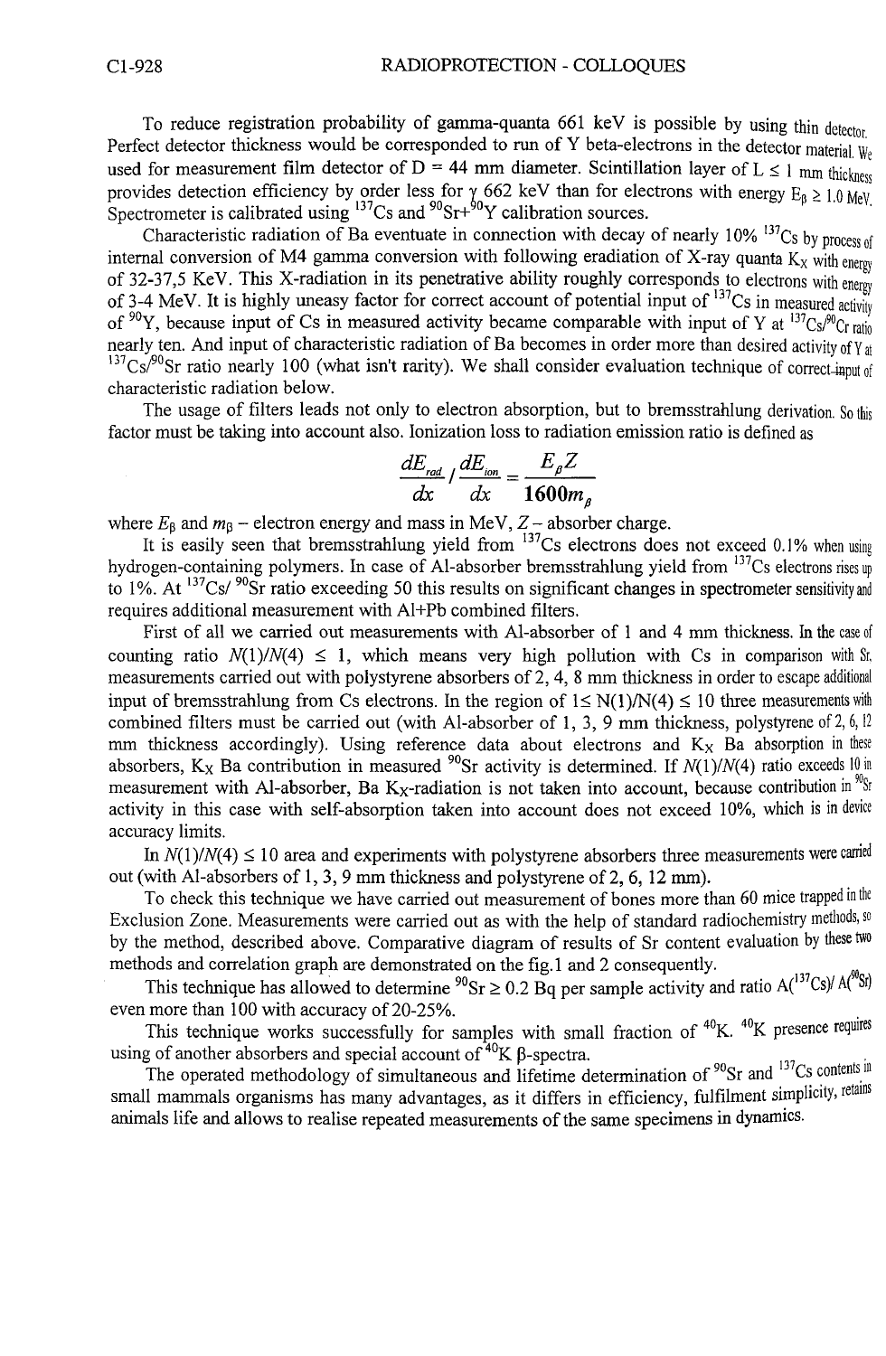To reduce registration probability of gamma-quanta 661 keV is possible by using thin detector. Perfect detector thickness would be corresponded to run of Y beta-electrons in the detector material. We used for measurement film detector of D = 44 mm diameter. Scintillation layer of L ≤ 1 mm thickness provides detection efficiency by order less for γ 662 keV than for electrons with energy $E_\beta \geq 1.0$ MeV. Spectrometer is calibrated using $^{137}$Cs and $^{90}$Sr+$^{90}$Y calibration sources.

Characteristic radiation of Ba eventuate in connection with decay of nearly 10% $^{137}$Cs by process of internal conversion of M4 gamma conversion with following eradiation of X-ray quanta $K_X$ with energy of 32-37,5 KeV. This X-radiation in its penetrative ability roughly corresponds to electrons with energy of 3-4 MeV. It is highly uneasy factor for correct account of potential input of $^{137}$Cs in measured activity of $^{90}$Y, because input of Cs in measured activity became comparable with input of Y at $^{137}$Cs/$^{90}$Cr ratio nearly ten. And input of characteristic radiation of Ba becomes in order more than desired activity of Y at $^{137}$Cs/$^{90}$Sr ratio nearly 100 (what isn't rarity). We shall consider evaluation technique of correct input of characteristic radiation below.

The usage of filters leads not only to electron absorption, but to bremsstrahlung derivation. So this factor must be taking into account also. Ionization loss to radiation emission ratio is defined as

$$\frac{dE_{rad}}{dx} / \frac{dE_{ion}}{dx} = \frac{E_\beta Z}{1600 m_\beta}$$

where $E_\beta$ and $m_\beta$ – electron energy and mass in MeV, $Z$ – absorber charge.

It is easily seen that bremsstrahlung yield from $^{137}$Cs electrons does not exceed 0.1% when using hydrogen-containing polymers. In case of Al-absorber bremsstrahlung yield from $^{137}$Cs electrons rises up to 1%. At $^{137}$Cs/ $^{90}$Sr ratio exceeding 50 this results on significant changes in spectrometer sensitivity and requires additional measurement with Al+Pb combined filters.

First of all we carried out measurements with Al-absorber of 1 and 4 mm thickness. In the case of counting ratio $N(1)/N(4) \leq 1$, which means very high pollution with Cs in comparison with Sr, measurements carried out with polystyrene absorbers of 2, 4, 8 mm thickness in order to escape additional input of bremsstrahlung from Cs electrons. In the region of $1 \leq N(1)/N(4) \leq 10$ three measurements with combined filters must be carried out (with Al-absorber of 1, 3, 9 mm thickness, polystyrene of 2, 6, 12 mm thickness accordingly). Using reference data about electrons and $K_X$ Ba absorption in these absorbers, $K_X$ Ba contribution in measured $^{90}$Sr activity is determined. If $N(1)/N(4)$ ratio exceeds 10 in measurement with Al-absorber, Ba $K_X$-radiation is not taken into account, because contribution in $^{90}$Sr activity in this case with self-absorption taken into account does not exceed 10%, which is in device accuracy limits.

In $N(1)/N(4) \leq 10$ area and experiments with polystyrene absorbers three measurements were carried out (with Al-absorbers of 1, 3, 9 mm thickness and polystyrene of 2, 6, 12 mm).

To check this technique we have carried out measurement of bones more than 60 mice trapped in the Exclusion Zone. Measurements were carried out as with the help of standard radiochemistry methods, so by the method, described above. Comparative diagram of results of Sr content evaluation by these two methods and correlation graph are demonstrated on the fig.1 and 2 consequently.

This technique has allowed to determine $^{90}$Sr ≥ 0.2 Bq per sample activity and ratio A($^{137}$Cs)/ A($^{90}$Sr) even more than 100 with accuracy of 20-25%.

This technique works successfully for samples with small fraction of $^{40}$K. $^{40}$K presence requires using of another absorbers and special account of $^{40}$K β-spectra.

The operated methodology of simultaneous and lifetime determination of $^{90}$Sr and $^{137}$Cs contents in small mammals organisms has many advantages, as it differs in efficiency, fulfilment simplicity, retains animals life and allows to realise repeated measurements of the same specimens in dynamics.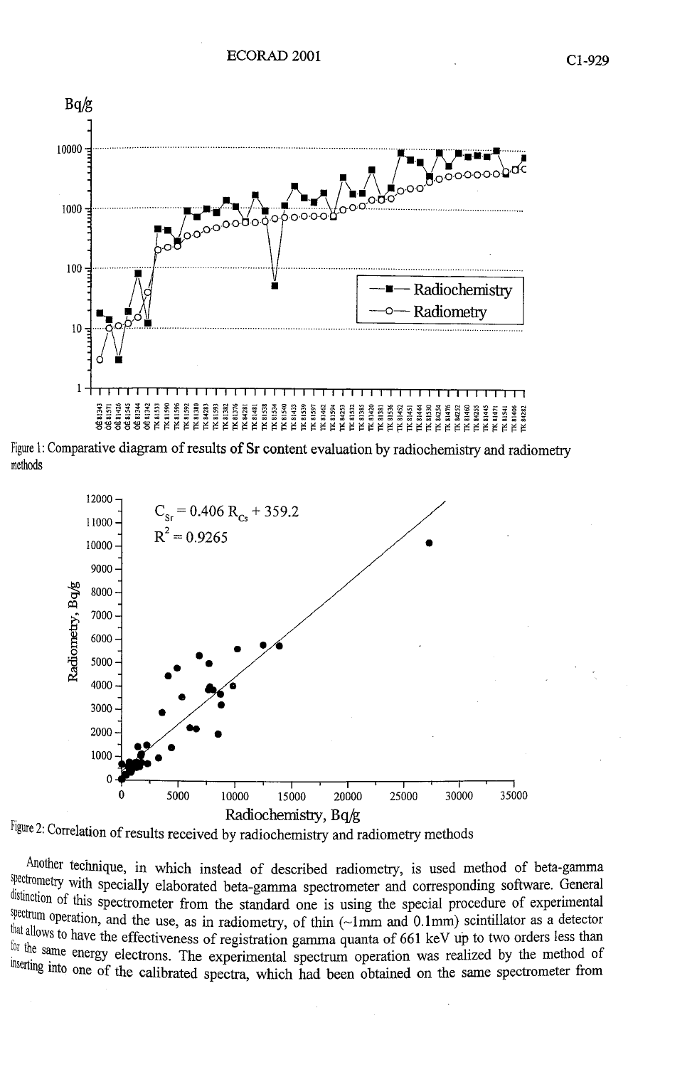Figure 1: Comparative diagram of results of Sr content evaluation by radiochemistry and radiometry methods

Figure 2: Correlation of results received by radiochemistry and radiometry methods

Another technique, in which instead of described radiometry, is used method of beta-gamma spectrometry with specially elaborated beta-gamma spectrometer and corresponding software. General distinction of this spectrometer from the standard one is using the special procedure of experimental spectrum operation, and the use, as in radiometry, of thin (~1mm and 0.1mm) scintillator as a detector that allows to have the effectiveness of registration gamma quanta of 661 keV up to two orders less than for the same energy electrons. The experimental spectrum operation was realized by the method of inserting into one of the calibrated spectra, which had been obtained on the same spectrometer from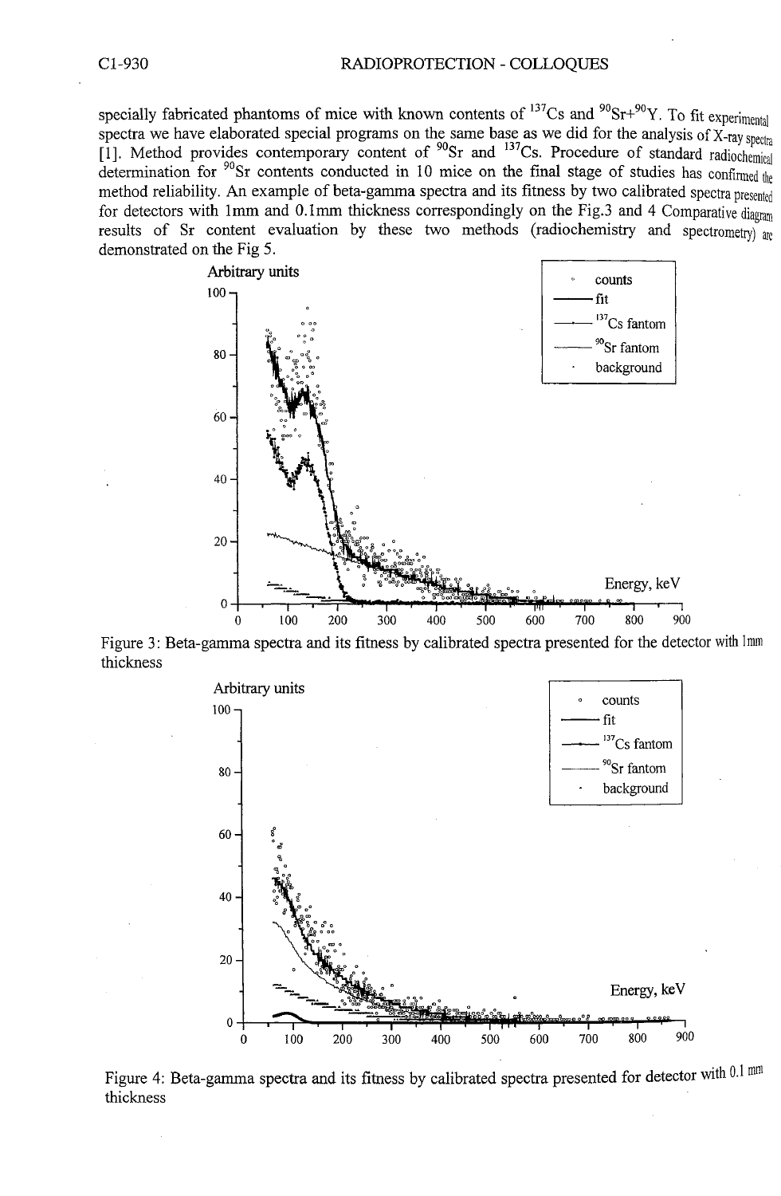specially fabricated phantoms of mice with known contents of $^{137}Cs$ and $^{90}Sr$+$^{90}Y$. To fit experimental spectra we have elaborated special programs on the same base as we did for the analysis of X-ray spectra [1]. Method provides contemporary content of $^{90}Sr$ and $^{137}Cs$. Procedure of standard radiochemical determination for $^{90}Sr$ contents conducted in 10 mice on the final stage of studies has confirmed the method reliability. An example of beta-gamma spectra and its fitness by two calibrated spectra presented for detectors with 1mm and 0.1mm thickness correspondingly on the Fig.3 and 4 Comparative diagram results of Sr content evaluation by these two methods (radiochemistry and spectrometry) are demonstrated on the Fig 5.

Figure 3: Beta-gamma spectra and its fitness by calibrated spectra presented for the detector with 1mm thickness

Figure 4: Beta-gamma spectra and its fitness by calibrated spectra presented for detector with 0.1 mm thickness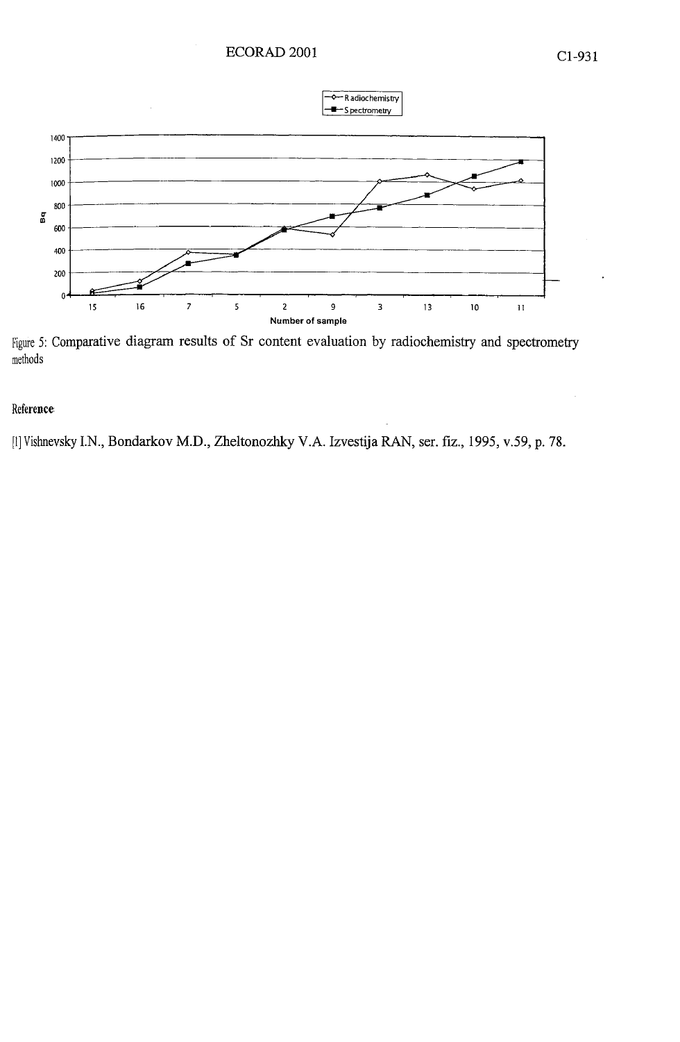Radiochemistry
Spectrometry

1400
1200
1000
800
600
400
200
0

Bq

15 16 7 5 2 9 3 13 10 11

Number of sample

Figure 5: Comparative diagram results of Sr content evaluation by radiochemistry and spectrometry methods

## Reference

[1] Vishnevsky I.N., Bondarkov M.D., Zheltonozhky V.A. Izvestija RAN, ser. fiz., 1995, v.59, p. 78.